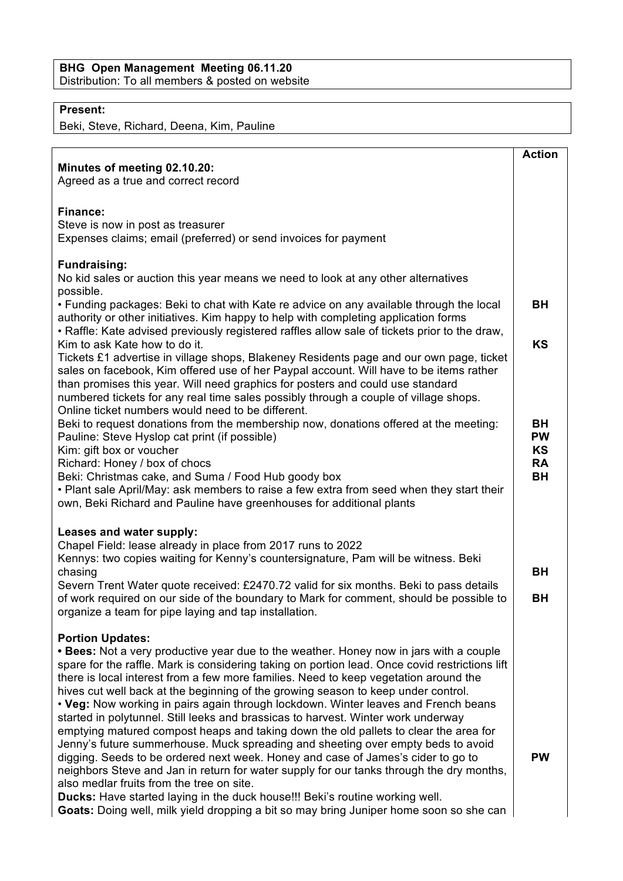**BHG Open Management Meeting 06.11.20**
Distribution: To all members & posted on website

**Present:**
Beki, Steve, Richard, Deena, Kim, Pauline

| | **Action** |
|---|---|
| **Minutes of meeting 02.10.20:**<br>Agreed as a true and correct record | |
| **Finance:**<br>Steve is now in post as treasurer<br>Expenses claims; email (preferred) or send invoices for payment | |
| **Fundraising:**<br>No kid sales or auction this year means we need to look at any other alternatives possible. | |
| • Funding packages: Beki to chat with Kate re advice on any available through the local authority or other initiatives. Kim happy to help with completing application forms | **BH** |
| • Raffle: Kate advised previously registered raffles allow sale of tickets prior to the draw, Kim to ask Kate how to do it. | **KS** |
| Tickets £1 advertise in village shops, Blakeney Residents page and our own page, ticket sales on facebook, Kim offered use of her Paypal account. Will have to be items rather than promises this year. Will need graphics for posters and could use standard numbered tickets for any real time sales possibly through a couple of village shops. Online ticket numbers would need to be different. | |
| Beki to request donations from the membership now, donations offered at the meeting: | **BH** |
| Pauline: Steve Hyslop cat print (if possible) | **PW** |
| Kim: gift box or voucher | **KS** |
| Richard: Honey / box of chocs | **RA** |
| Beki: Christmas cake, and Suma / Food Hub goody box | **BH** |
| • Plant sale April/May: ask members to raise a few extra from seed when they start their own, Beki Richard and Pauline have greenhouses for additional plants | |
| **Leases and water supply:**<br>Chapel Field: lease already in place from 2017 runs to 2022 | |
| Kennys: two copies waiting for Kenny's countersignature, Pam will be witness. Beki chasing | **BH** |
| Severn Trent Water quote received: £2470.72 valid for six months. Beki to pass details of work required on our side of the boundary to Mark for comment, should be possible to organize a team for pipe laying and tap installation. | **BH** |
| **Portion Updates:**<br>**• Bees:** Not a very productive year due to the weather. Honey now in jars with a couple spare for the raffle. Mark is considering taking on portion lead. Once covid restrictions lift there is local interest from a few more families. Need to keep vegetation around the hives cut well back at the beginning of the growing season to keep under control. | |
| • **Veg:** Now working in pairs again through lockdown. Winter leaves and French beans started in polytunnel. Still leeks and brassicas to harvest. Winter work underway emptying matured compost heaps and taking down the old pallets to clear the area for Jenny's future summerhouse. Muck spreading and sheeting over empty beds to avoid digging. Seeds to be ordered next week. Honey and case of James's cider to go to neighbors Steve and Jan in return for water supply for our tanks through the dry months, also medlar fruits from the tree on site. | **PW** |
| **Ducks:** Have started laying in the duck house!!! Beki's routine working well. | |
| **Goats:** Doing well, milk yield dropping a bit so may bring Juniper home soon so she can | |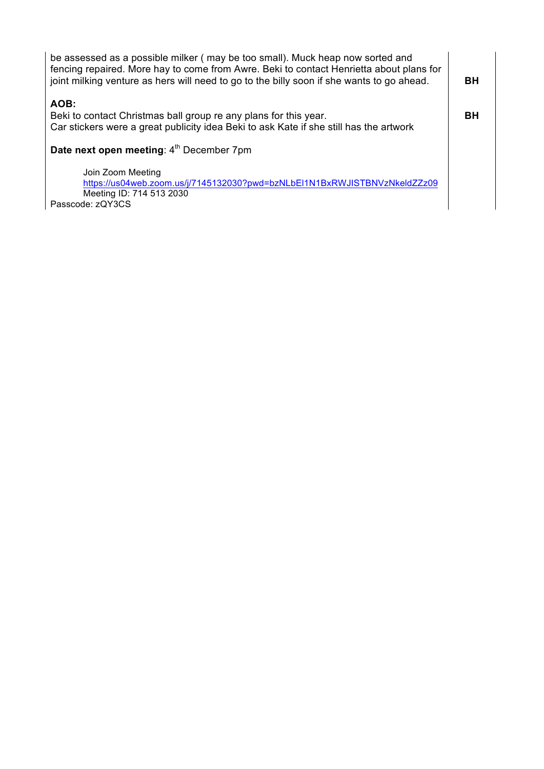| | |
|---|---|
| be assessed as a possible milker ( may be too small). Muck heap now sorted and fencing repaired. More hay to come from Awre. Beki to contact Henrietta about plans for joint milking venture as hers will need to go to the billy soon if she wants to go ahead. | **BH** |
| **AOB:**<br>Beki to contact Christmas ball group re any plans for this year.<br>Car stickers were a great publicity idea Beki to ask Kate if she still has the artwork | <br>**BH** |
| **Date next open meeting**: 4th December 7pm<br><br>Join Zoom Meeting<br>https://us04web.zoom.us/j/7145132030?pwd=bzNLbEl1N1BxRWJISTBNVzNkeldZZz09<br>Meeting ID: 714 513 2030<br>Passcode: zQY3CS | |